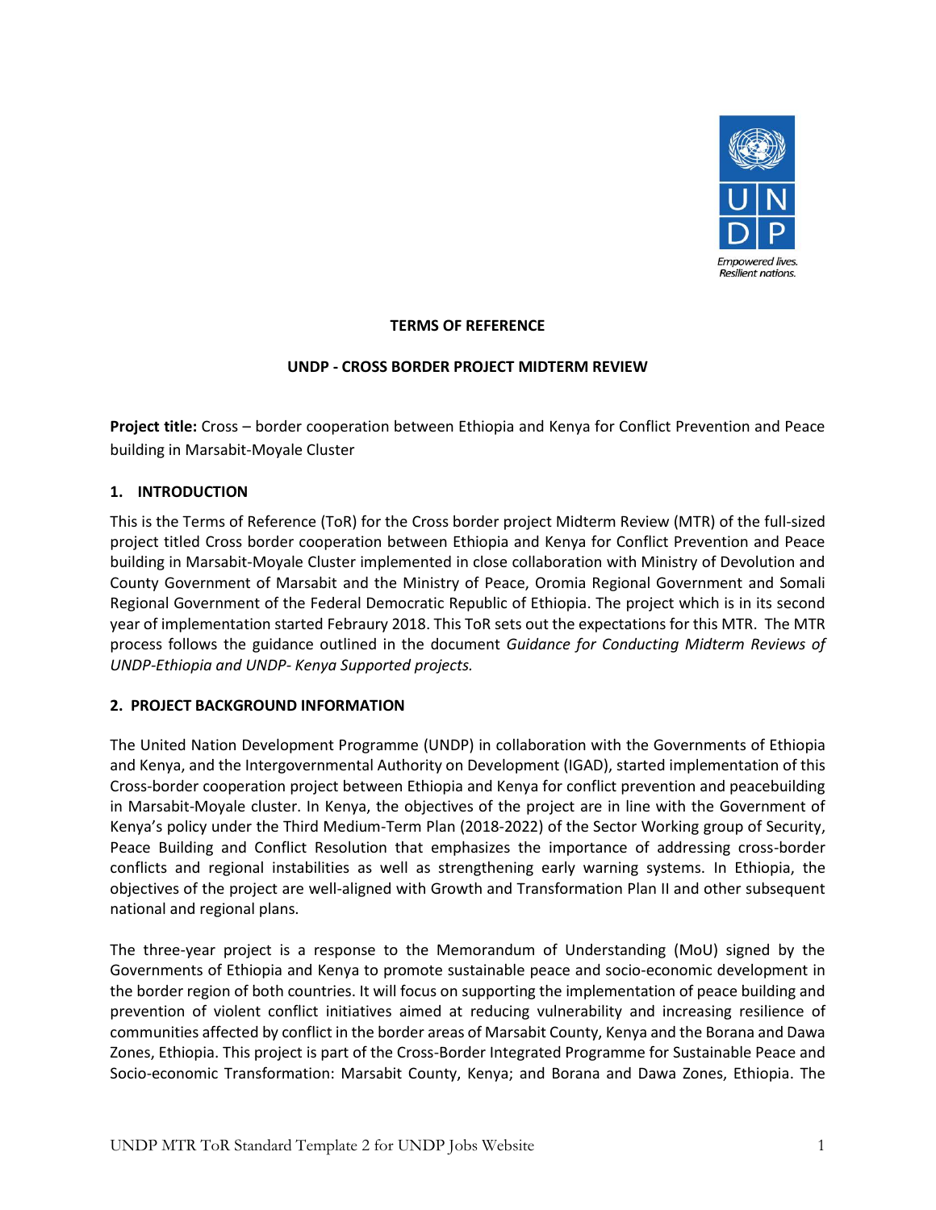**TERMS OF REFERENCE**

**UNDP - CROSS BORDER PROJECT MIDTERM REVIEW**

**Project title:** Cross – border cooperation between Ethiopia and Kenya for Conflict Prevention and Peace building in Marsabit-Moyale Cluster

## 1. INTRODUCTION

This is the Terms of Reference (ToR) for the Cross border project Midterm Review (MTR) of the full-sized project titled Cross border cooperation between Ethiopia and Kenya for Conflict Prevention and Peace building in Marsabit-Moyale Cluster implemented in close collaboration with Ministry of Devolution and County Government of Marsabit and the Ministry of Peace, Oromia Regional Government and Somali Regional Government of the Federal Democratic Republic of Ethiopia. The project which is in its second year of implementation started Febraury 2018. This ToR sets out the expectations for this MTR. The MTR process follows the guidance outlined in the document *Guidance for Conducting Midterm Reviews of UNDP-Ethiopia and UNDP- Kenya Supported projects.*

## 2. PROJECT BACKGROUND INFORMATION

The United Nation Development Programme (UNDP) in collaboration with the Governments of Ethiopia and Kenya, and the Intergovernmental Authority on Development (IGAD), started implementation of this Cross-border cooperation project between Ethiopia and Kenya for conflict prevention and peacebuilding in Marsabit-Moyale cluster. In Kenya, the objectives of the project are in line with the Government of Kenya's policy under the Third Medium-Term Plan (2018-2022) of the Sector Working group of Security, Peace Building and Conflict Resolution that emphasizes the importance of addressing cross-border conflicts and regional instabilities as well as strengthening early warning systems. In Ethiopia, the objectives of the project are well-aligned with Growth and Transformation Plan II and other subsequent national and regional plans.

The three-year project is a response to the Memorandum of Understanding (MoU) signed by the Governments of Ethiopia and Kenya to promote sustainable peace and socio-economic development in the border region of both countries. It will focus on supporting the implementation of peace building and prevention of violent conflict initiatives aimed at reducing vulnerability and increasing resilience of communities affected by conflict in the border areas of Marsabit County, Kenya and the Borana and Dawa Zones, Ethiopia. This project is part of the Cross-Border Integrated Programme for Sustainable Peace and Socio-economic Transformation: Marsabit County, Kenya; and Borana and Dawa Zones, Ethiopia. The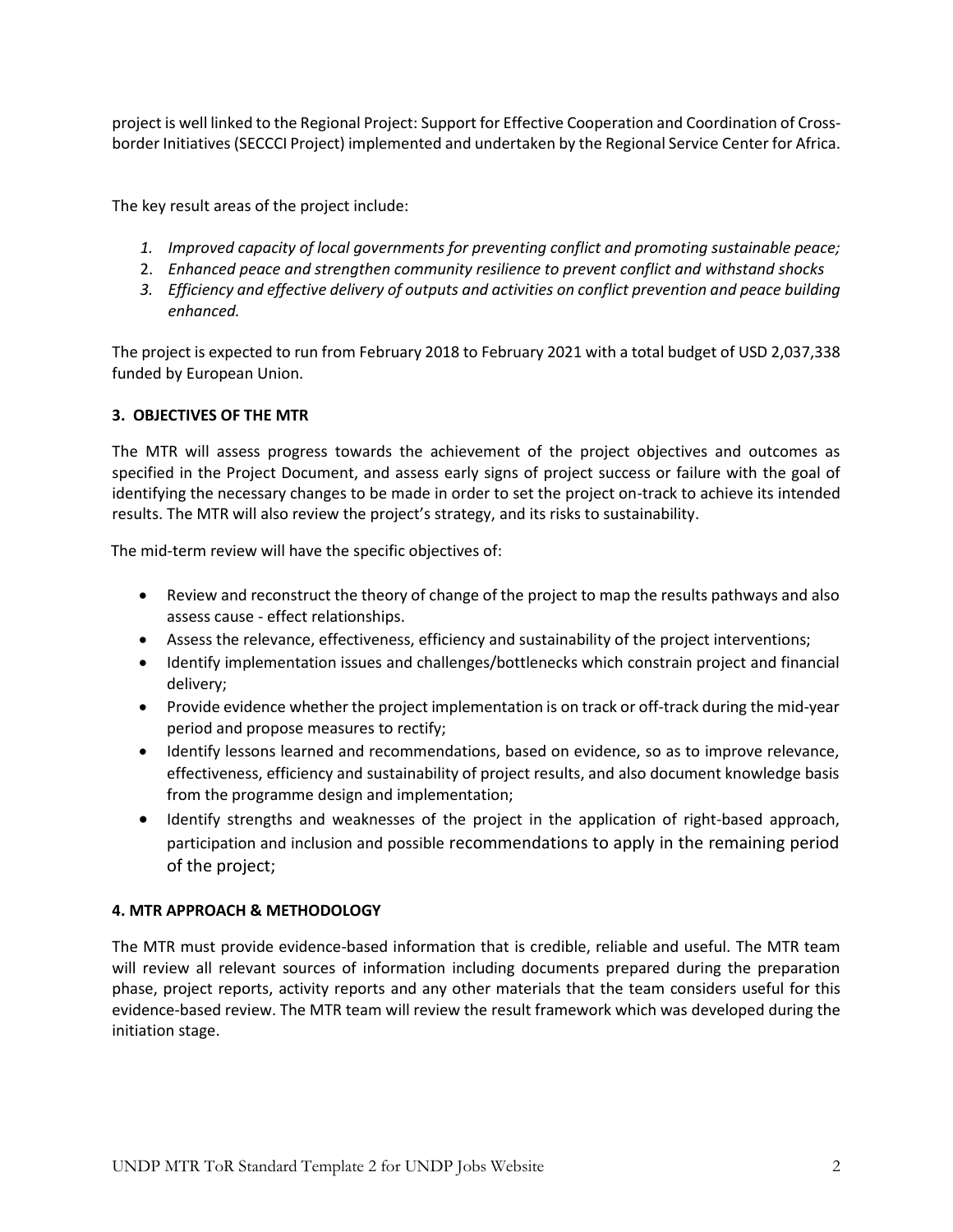project is well linked to the Regional Project: Support for Effective Cooperation and Coordination of Cross-border Initiatives (SECCCI Project) implemented and undertaken by the Regional Service Center for Africa.

The key result areas of the project include:

1. *Improved capacity of local governments for preventing conflict and promoting sustainable peace;*
2. *Enhanced peace and strengthen community resilience to prevent conflict and withstand shocks*
3. *Efficiency and effective delivery of outputs and activities on conflict prevention and peace building enhanced.*

The project is expected to run from February 2018 to February 2021 with a total budget of USD 2,037,338 funded by European Union.

### 3. OBJECTIVES OF THE MTR

The MTR will assess progress towards the achievement of the project objectives and outcomes as specified in the Project Document, and assess early signs of project success or failure with the goal of identifying the necessary changes to be made in order to set the project on-track to achieve its intended results. The MTR will also review the project's strategy, and its risks to sustainability.

The mid-term review will have the specific objectives of:

- Review and reconstruct the theory of change of the project to map the results pathways and also assess cause - effect relationships.
- Assess the relevance, effectiveness, efficiency and sustainability of the project interventions;
- Identify implementation issues and challenges/bottlenecks which constrain project and financial delivery;
- Provide evidence whether the project implementation is on track or off-track during the mid-year period and propose measures to rectify;
- Identify lessons learned and recommendations, based on evidence, so as to improve relevance, effectiveness, efficiency and sustainability of project results, and also document knowledge basis from the programme design and implementation;
- Identify strengths and weaknesses of the project in the application of right-based approach, participation and inclusion and possible recommendations to apply in the remaining period of the project;

### 4. MTR APPROACH & METHODOLOGY

The MTR must provide evidence-based information that is credible, reliable and useful. The MTR team will review all relevant sources of information including documents prepared during the preparation phase, project reports, activity reports and any other materials that the team considers useful for this evidence-based review. The MTR team will review the result framework which was developed during the initiation stage.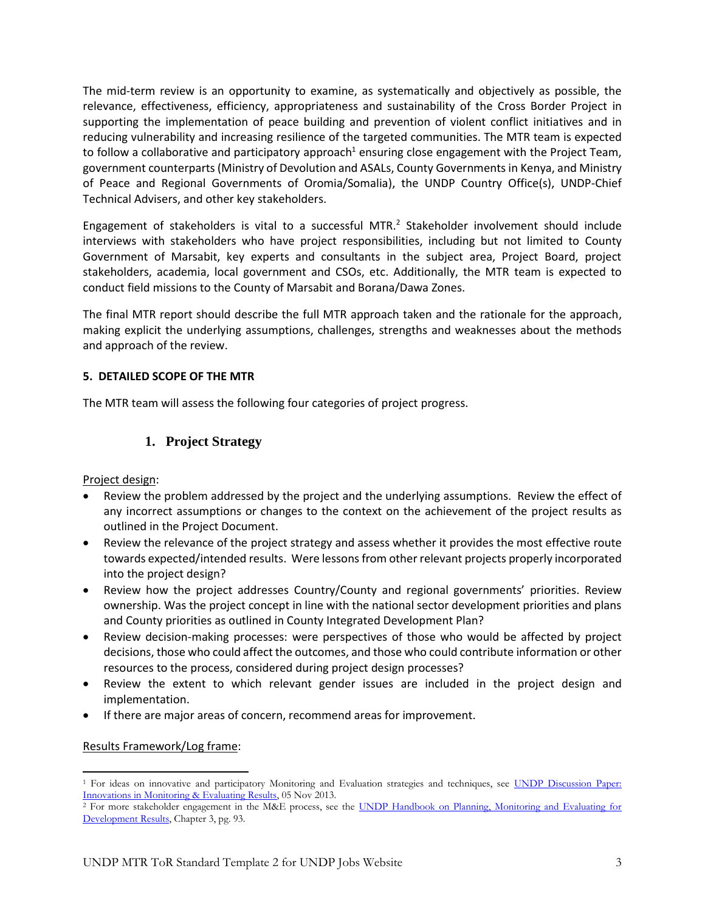The mid-term review is an opportunity to examine, as systematically and objectively as possible, the relevance, effectiveness, efficiency, appropriateness and sustainability of the Cross Border Project in supporting the implementation of peace building and prevention of violent conflict initiatives and in reducing vulnerability and increasing resilience of the targeted communities. The MTR team is expected to follow a collaborative and participatory approach[1] ensuring close engagement with the Project Team, government counterparts (Ministry of Devolution and ASALs, County Governments in Kenya, and Ministry of Peace and Regional Governments of Oromia/Somalia), the UNDP Country Office(s), UNDP-Chief Technical Advisers, and other key stakeholders.

Engagement of stakeholders is vital to a successful MTR.[2] Stakeholder involvement should include interviews with stakeholders who have project responsibilities, including but not limited to County Government of Marsabit, key experts and consultants in the subject area, Project Board, project stakeholders, academia, local government and CSOs, etc. Additionally, the MTR team is expected to conduct field missions to the County of Marsabit and Borana/Dawa Zones.

The final MTR report should describe the full MTR approach taken and the rationale for the approach, making explicit the underlying assumptions, challenges, strengths and weaknesses about the methods and approach of the review.

## 5. DETAILED SCOPE OF THE MTR

The MTR team will assess the following four categories of project progress.

### 1. Project Strategy

Project design:

- Review the problem addressed by the project and the underlying assumptions. Review the effect of any incorrect assumptions or changes to the context on the achievement of the project results as outlined in the Project Document.
- Review the relevance of the project strategy and assess whether it provides the most effective route towards expected/intended results. Were lessons from other relevant projects properly incorporated into the project design?
- Review how the project addresses Country/County and regional governments' priorities. Review ownership. Was the project concept in line with the national sector development priorities and plans and County priorities as outlined in County Integrated Development Plan?
- Review decision-making processes: were perspectives of those who would be affected by project decisions, those who could affect the outcomes, and those who could contribute information or other resources to the process, considered during project design processes?
- Review the extent to which relevant gender issues are included in the project design and implementation.
- If there are major areas of concern, recommend areas for improvement.

Results Framework/Log frame:

---

[1] For ideas on innovative and participatory Monitoring and Evaluation strategies and techniques, see UNDP Discussion Paper: Innovations in Monitoring & Evaluating Results, 05 Nov 2013.

[2] For more stakeholder engagement in the M&E process, see the UNDP Handbook on Planning, Monitoring and Evaluating for Development Results, Chapter 3, pg. 93.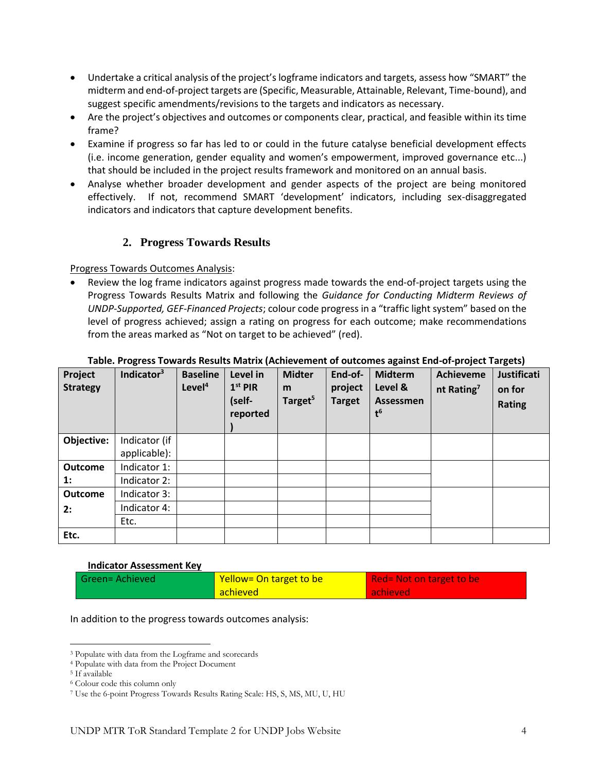- Undertake a critical analysis of the project's logframe indicators and targets, assess how "SMART" the midterm and end-of-project targets are (Specific, Measurable, Attainable, Relevant, Time-bound), and suggest specific amendments/revisions to the targets and indicators as necessary.
- Are the project's objectives and outcomes or components clear, practical, and feasible within its time frame?
- Examine if progress so far has led to or could in the future catalyse beneficial development effects (i.e. income generation, gender equality and women's empowerment, improved governance etc...) that should be included in the project results framework and monitored on an annual basis.
- Analyse whether broader development and gender aspects of the project are being monitored effectively. If not, recommend SMART 'development' indicators, including sex-disaggregated indicators and indicators that capture development benefits.

## 2. Progress Towards Results

Progress Towards Outcomes Analysis:

- Review the log frame indicators against progress made towards the end-of-project targets using the Progress Towards Results Matrix and following the *Guidance for Conducting Midterm Reviews of UNDP-Supported, GEF-Financed Projects*; colour code progress in a "traffic light system" based on the level of progress achieved; assign a rating on progress for each outcome; make recommendations from the areas marked as "Not on target to be achieved" (red).

**Table. Progress Towards Results Matrix (Achievement of outcomes against End-of-project Targets)**

| Project Strategy | Indicator[3] | Baseline Level[4] | Level in 1st PIR (self-reported) | Midterm Target[5] | End-of-project Target | Midterm Level & Assessment[6] | Achievement Rating[7] | Justification for Rating |
|---|---|---|---|---|---|---|---|---|
| **Objective:** | Indicator (if applicable): | | | | | | | |
| **Outcome 1:** | Indicator 1: | | | | | | | |
| | Indicator 2: | | | | | | | |
| **Outcome 2:** | Indicator 3: | | | | | | | |
| | Indicator 4: | | | | | | | |
| | Etc. | | | | | | | |
| **Etc.** | | | | | | | | |

**Indicator Assessment Key**

| Green= Achieved | Yellow= On target to be achieved | Red= Not on target to be achieved |
|---|---|---|

In addition to the progress towards outcomes analysis:

[3] Populate with data from the Logframe and scorecards
[4] Populate with data from the Project Document
[5] If available
[6] Colour code this column only
[7] Use the 6-point Progress Towards Results Rating Scale: HS, S, MS, MU, U, HU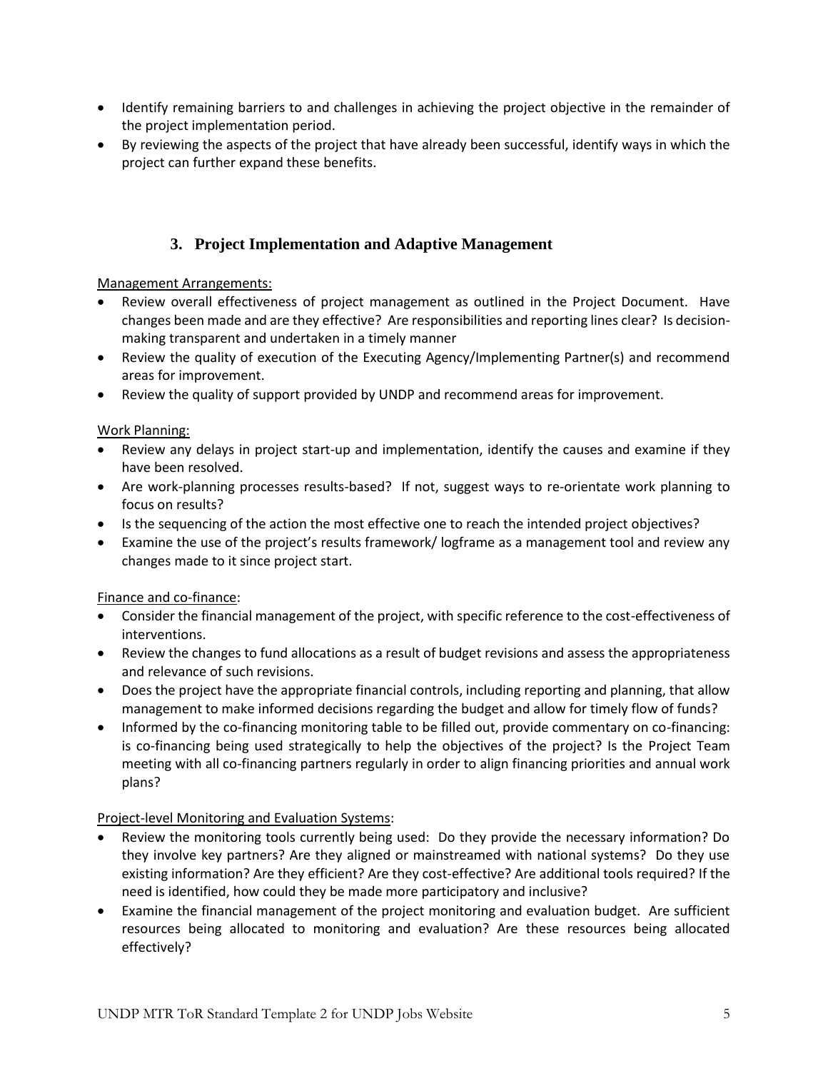- Identify remaining barriers to and challenges in achieving the project objective in the remainder of the project implementation period.
- By reviewing the aspects of the project that have already been successful, identify ways in which the project can further expand these benefits.

## 3. Project Implementation and Adaptive Management

<u>Management Arrangements:</u>

- Review overall effectiveness of project management as outlined in the Project Document. Have changes been made and are they effective? Are responsibilities and reporting lines clear? Is decision-making transparent and undertaken in a timely manner
- Review the quality of execution of the Executing Agency/Implementing Partner(s) and recommend areas for improvement.
- Review the quality of support provided by UNDP and recommend areas for improvement.

<u>Work Planning:</u>

- Review any delays in project start-up and implementation, identify the causes and examine if they have been resolved.
- Are work-planning processes results-based? If not, suggest ways to re-orientate work planning to focus on results?
- Is the sequencing of the action the most effective one to reach the intended project objectives?
- Examine the use of the project's results framework/ logframe as a management tool and review any changes made to it since project start.

<u>Finance and co-finance</u>:

- Consider the financial management of the project, with specific reference to the cost-effectiveness of interventions.
- Review the changes to fund allocations as a result of budget revisions and assess the appropriateness and relevance of such revisions.
- Does the project have the appropriate financial controls, including reporting and planning, that allow management to make informed decisions regarding the budget and allow for timely flow of funds?
- Informed by the co-financing monitoring table to be filled out, provide commentary on co-financing: is co-financing being used strategically to help the objectives of the project? Is the Project Team meeting with all co-financing partners regularly in order to align financing priorities and annual work plans?

<u>Project-level Monitoring and Evaluation Systems</u>:

- Review the monitoring tools currently being used: Do they provide the necessary information? Do they involve key partners? Are they aligned or mainstreamed with national systems? Do they use existing information? Are they efficient? Are they cost-effective? Are additional tools required? If the need is identified, how could they be made more participatory and inclusive?
- Examine the financial management of the project monitoring and evaluation budget. Are sufficient resources being allocated to monitoring and evaluation? Are these resources being allocated effectively?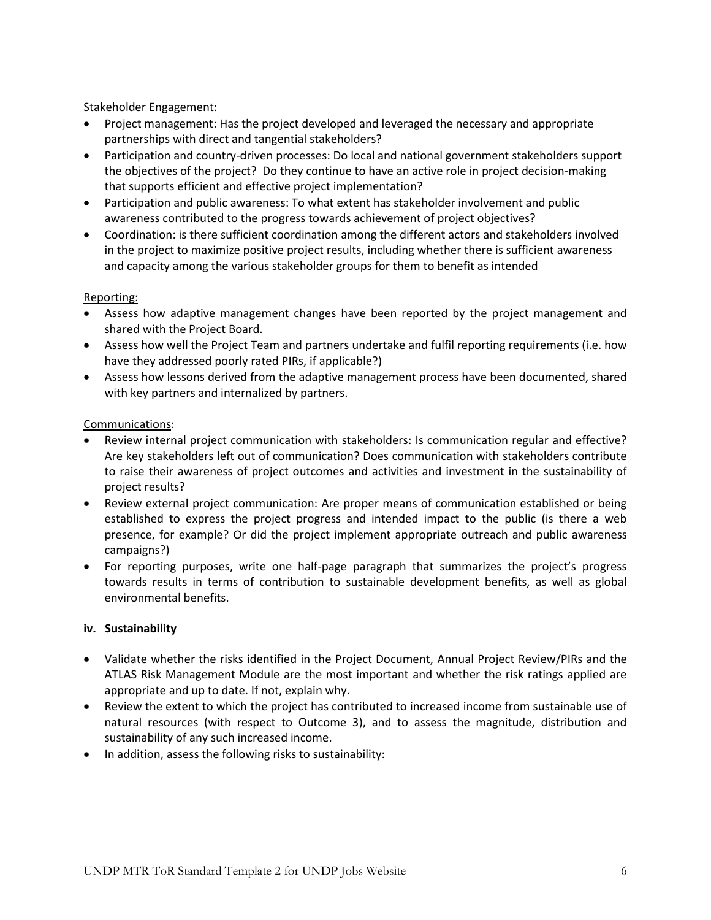<u>Stakeholder Engagement:</u>

- Project management: Has the project developed and leveraged the necessary and appropriate partnerships with direct and tangential stakeholders?
- Participation and country-driven processes: Do local and national government stakeholders support the objectives of the project? Do they continue to have an active role in project decision-making that supports efficient and effective project implementation?
- Participation and public awareness: To what extent has stakeholder involvement and public awareness contributed to the progress towards achievement of project objectives?
- Coordination: is there sufficient coordination among the different actors and stakeholders involved in the project to maximize positive project results, including whether there is sufficient awareness and capacity among the various stakeholder groups for them to benefit as intended

<u>Reporting:</u>

- Assess how adaptive management changes have been reported by the project management and shared with the Project Board.
- Assess how well the Project Team and partners undertake and fulfil reporting requirements (i.e. how have they addressed poorly rated PIRs, if applicable?)
- Assess how lessons derived from the adaptive management process have been documented, shared with key partners and internalized by partners.

<u>Communications</u>:

- Review internal project communication with stakeholders: Is communication regular and effective? Are key stakeholders left out of communication? Does communication with stakeholders contribute to raise their awareness of project outcomes and activities and investment in the sustainability of project results?
- Review external project communication: Are proper means of communication established or being established to express the project progress and intended impact to the public (is there a web presence, for example? Or did the project implement appropriate outreach and public awareness campaigns?)
- For reporting purposes, write one half-page paragraph that summarizes the project's progress towards results in terms of contribution to sustainable development benefits, as well as global environmental benefits.

**iv. Sustainability**

- Validate whether the risks identified in the Project Document, Annual Project Review/PIRs and the ATLAS Risk Management Module are the most important and whether the risk ratings applied are appropriate and up to date. If not, explain why.
- Review the extent to which the project has contributed to increased income from sustainable use of natural resources (with respect to Outcome 3), and to assess the magnitude, distribution and sustainability of any such increased income.
- In addition, assess the following risks to sustainability: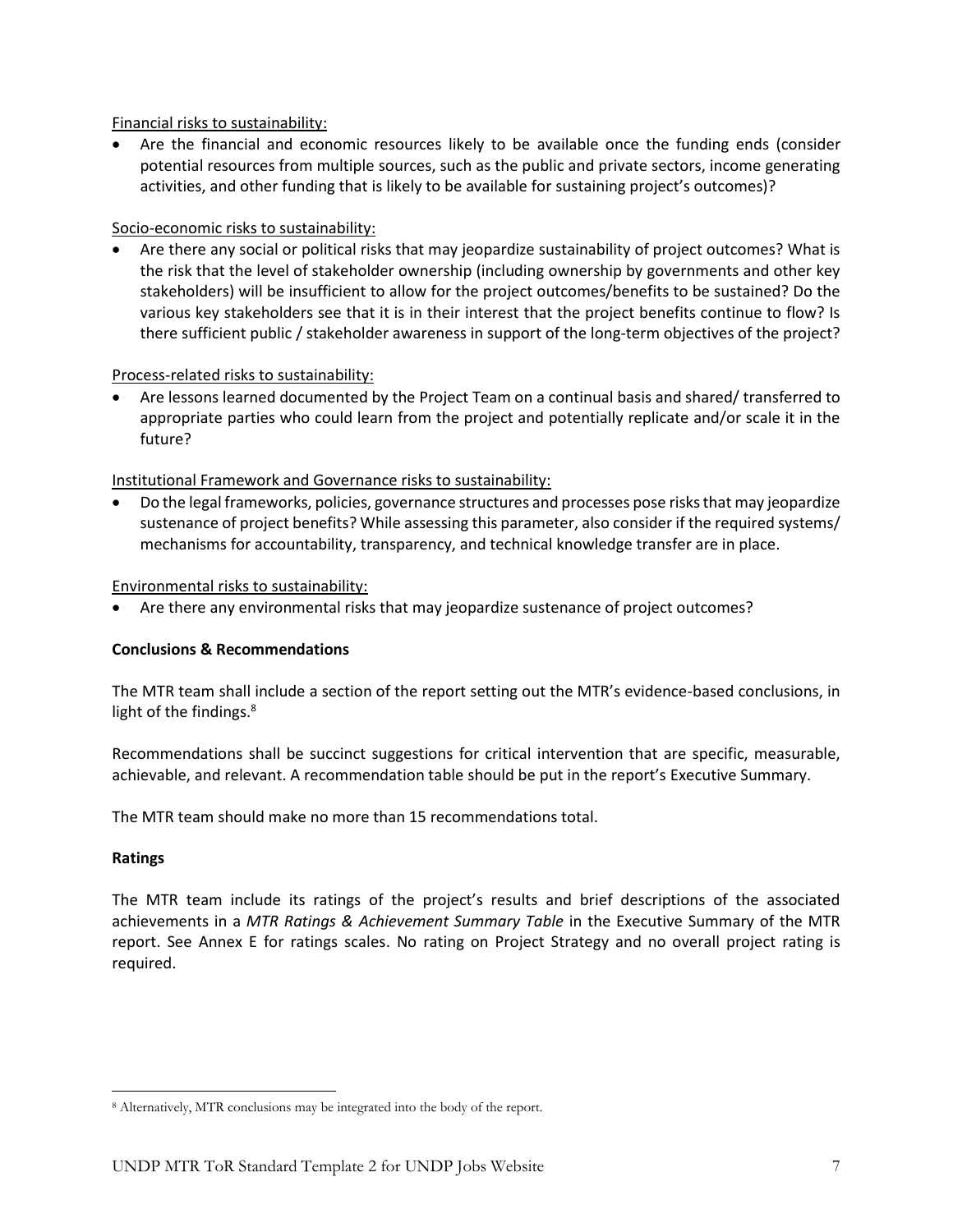Financial risks to sustainability:

- Are the financial and economic resources likely to be available once the funding ends (consider potential resources from multiple sources, such as the public and private sectors, income generating activities, and other funding that is likely to be available for sustaining project's outcomes)?

Socio-economic risks to sustainability:

- Are there any social or political risks that may jeopardize sustainability of project outcomes? What is the risk that the level of stakeholder ownership (including ownership by governments and other key stakeholders) will be insufficient to allow for the project outcomes/benefits to be sustained? Do the various key stakeholders see that it is in their interest that the project benefits continue to flow? Is there sufficient public / stakeholder awareness in support of the long-term objectives of the project?

Process-related risks to sustainability:

- Are lessons learned documented by the Project Team on a continual basis and shared/ transferred to appropriate parties who could learn from the project and potentially replicate and/or scale it in the future?

Institutional Framework and Governance risks to sustainability:

- Do the legal frameworks, policies, governance structures and processes pose risks that may jeopardize sustenance of project benefits? While assessing this parameter, also consider if the required systems/ mechanisms for accountability, transparency, and technical knowledge transfer are in place.

Environmental risks to sustainability:

- Are there any environmental risks that may jeopardize sustenance of project outcomes?

**Conclusions & Recommendations**

The MTR team shall include a section of the report setting out the MTR's evidence-based conclusions, in light of the findings.[8]

Recommendations shall be succinct suggestions for critical intervention that are specific, measurable, achievable, and relevant. A recommendation table should be put in the report's Executive Summary.

The MTR team should make no more than 15 recommendations total.

**Ratings**

The MTR team include its ratings of the project's results and brief descriptions of the associated achievements in a *MTR Ratings & Achievement Summary Table* in the Executive Summary of the MTR report. See Annex E for ratings scales. No rating on Project Strategy and no overall project rating is required.

[8] Alternatively, MTR conclusions may be integrated into the body of the report.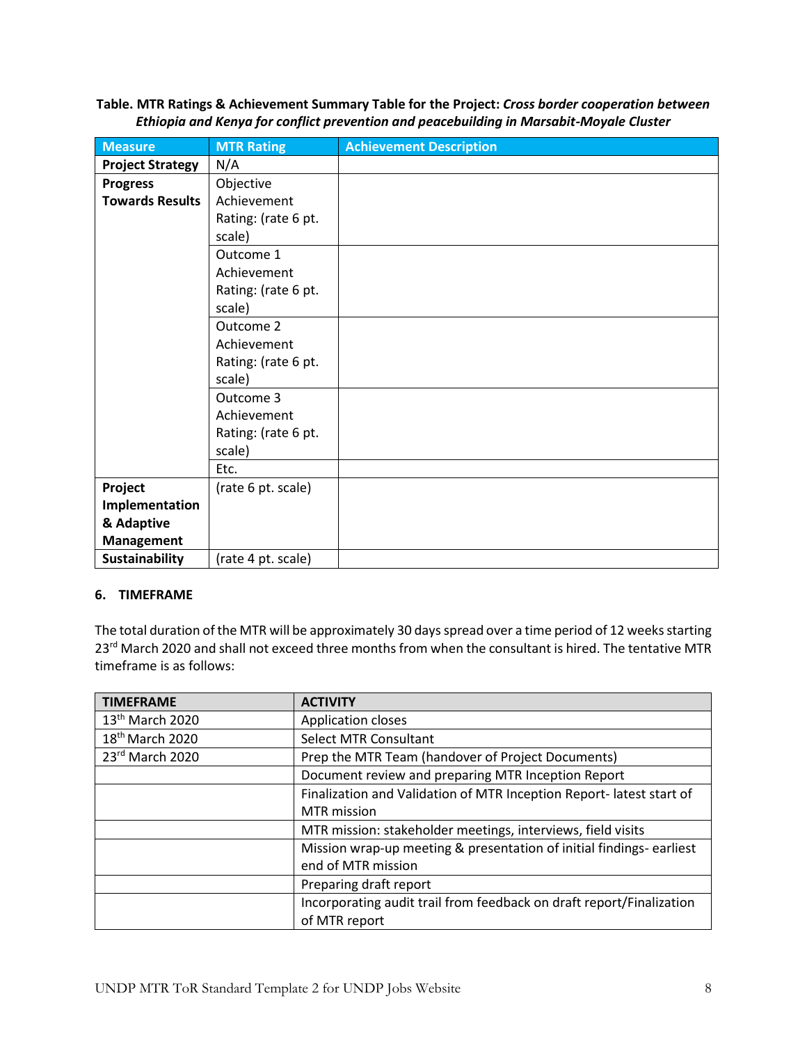**Table. MTR Ratings & Achievement Summary Table for the Project:** ***Cross border cooperation between Ethiopia and Kenya for conflict prevention and peacebuilding in Marsabit-Moyale Cluster***

| Measure | MTR Rating | Achievement Description |
|---|---|---|
| **Project Strategy** | N/A | |
| **Progress Towards Results** | Objective Achievement Rating: (rate 6 pt. scale) | |
| | Outcome 1 Achievement Rating: (rate 6 pt. scale) | |
| | Outcome 2 Achievement Rating: (rate 6 pt. scale) | |
| | Outcome 3 Achievement Rating: (rate 6 pt. scale) | |
| | Etc. | |
| **Project Implementation & Adaptive Management** | (rate 6 pt. scale) | |
| **Sustainability** | (rate 4 pt. scale) | |

## 6. TIMEFRAME

The total duration of the MTR will be approximately 30 days spread over a time period of 12 weeks starting 23rd March 2020 and shall not exceed three months from when the consultant is hired. The tentative MTR timeframe is as follows:

| TIMEFRAME | ACTIVITY |
|---|---|
| 13th March 2020 | Application closes |
| 18th March 2020 | Select MTR Consultant |
| 23rd March 2020 | Prep the MTR Team (handover of Project Documents) |
| | Document review and preparing MTR Inception Report |
| | Finalization and Validation of MTR Inception Report- latest start of MTR mission |
| | MTR mission: stakeholder meetings, interviews, field visits |
| | Mission wrap-up meeting & presentation of initial findings- earliest end of MTR mission |
| | Preparing draft report |
| | Incorporating audit trail from feedback on draft report/Finalization of MTR report |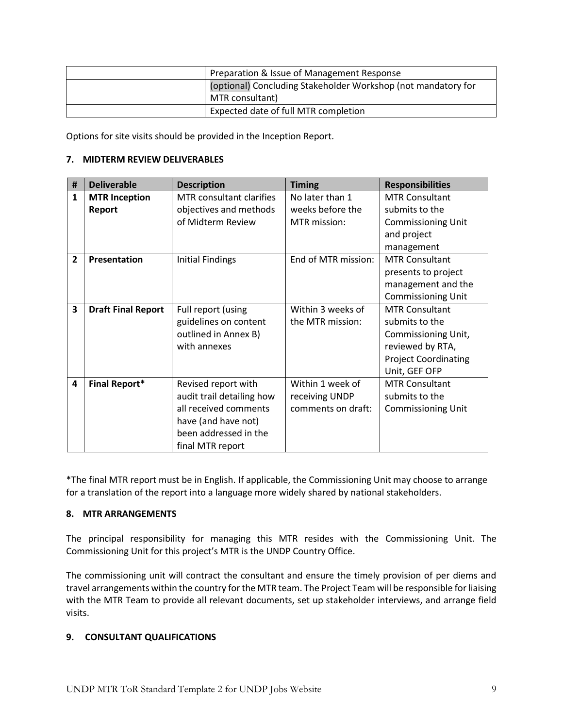| | |
|---|---|
| | Preparation & Issue of Management Response |
| | (optional) Concluding Stakeholder Workshop (not mandatory for MTR consultant) |
| | Expected date of full MTR completion |

Options for site visits should be provided in the Inception Report.

## 7. MIDTERM REVIEW DELIVERABLES

| # | Deliverable | Description | Timing | Responsibilities |
|---|---|---|---|---|
| **1** | **MTR Inception Report** | MTR consultant clarifies objectives and methods of Midterm Review | No later than 1 weeks before the MTR mission: | MTR Consultant submits to the Commissioning Unit and project management |
| **2** | **Presentation** | Initial Findings | End of MTR mission: | MTR Consultant presents to project management and the Commissioning Unit |
| **3** | **Draft Final Report** | Full report (using guidelines on content outlined in Annex B) with annexes | Within 3 weeks of the MTR mission: | MTR Consultant submits to the Commissioning Unit, reviewed by RTA, Project Coordinating Unit, GEF OFP |
| **4** | **Final Report*** | Revised report with audit trail detailing how all received comments have (and have not) been addressed in the final MTR report | Within 1 week of receiving UNDP comments on draft: | MTR Consultant submits to the Commissioning Unit |

*The final MTR report must be in English. If applicable, the Commissioning Unit may choose to arrange for a translation of the report into a language more widely shared by national stakeholders.

## 8. MTR ARRANGEMENTS

The principal responsibility for managing this MTR resides with the Commissioning Unit. The Commissioning Unit for this project's MTR is the UNDP Country Office.

The commissioning unit will contract the consultant and ensure the timely provision of per diems and travel arrangements within the country for the MTR team. The Project Team will be responsible for liaising with the MTR Team to provide all relevant documents, set up stakeholder interviews, and arrange field visits.

## 9. CONSULTANT QUALIFICATIONS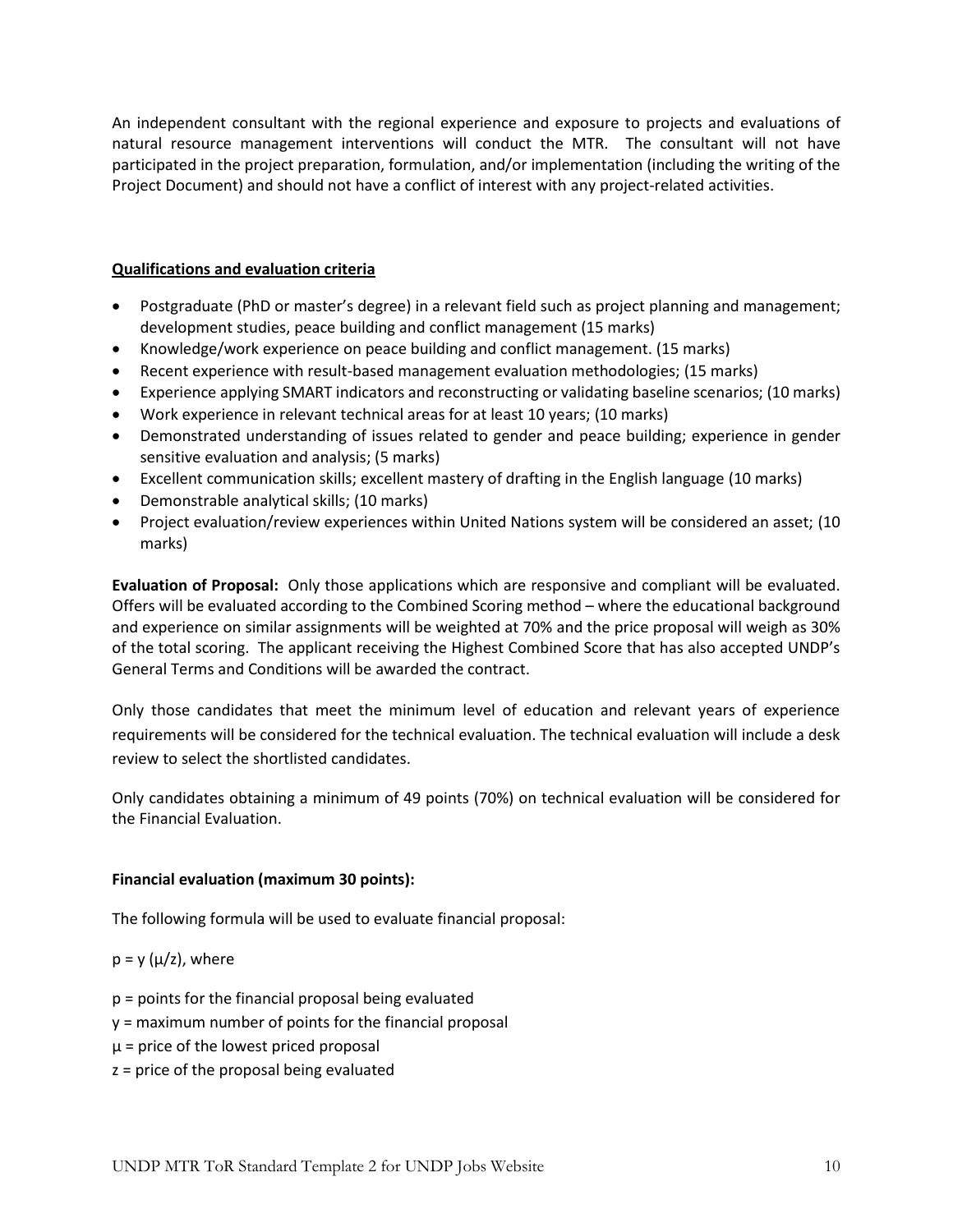An independent consultant with the regional experience and exposure to projects and evaluations of natural resource management interventions will conduct the MTR. The consultant will not have participated in the project preparation, formulation, and/or implementation (including the writing of the Project Document) and should not have a conflict of interest with any project-related activities.

**Qualifications and evaluation criteria**

- Postgraduate (PhD or master's degree) in a relevant field such as project planning and management; development studies, peace building and conflict management (15 marks)
- Knowledge/work experience on peace building and conflict management. (15 marks)
- Recent experience with result-based management evaluation methodologies; (15 marks)
- Experience applying SMART indicators and reconstructing or validating baseline scenarios; (10 marks)
- Work experience in relevant technical areas for at least 10 years; (10 marks)
- Demonstrated understanding of issues related to gender and peace building; experience in gender sensitive evaluation and analysis; (5 marks)
- Excellent communication skills; excellent mastery of drafting in the English language (10 marks)
- Demonstrable analytical skills; (10 marks)
- Project evaluation/review experiences within United Nations system will be considered an asset; (10 marks)

**Evaluation of Proposal:** Only those applications which are responsive and compliant will be evaluated. Offers will be evaluated according to the Combined Scoring method – where the educational background and experience on similar assignments will be weighted at 70% and the price proposal will weigh as 30% of the total scoring. The applicant receiving the Highest Combined Score that has also accepted UNDP's General Terms and Conditions will be awarded the contract.

Only those candidates that meet the minimum level of education and relevant years of experience requirements will be considered for the technical evaluation. The technical evaluation will include a desk review to select the shortlisted candidates.

Only candidates obtaining a minimum of 49 points (70%) on technical evaluation will be considered for the Financial Evaluation.

**Financial evaluation (maximum 30 points):**

The following formula will be used to evaluate financial proposal:

$p = y\ (\mu/z)$, where

$p$ = points for the financial proposal being evaluated
$y$ = maximum number of points for the financial proposal
$\mu$ = price of the lowest priced proposal
$z$ = price of the proposal being evaluated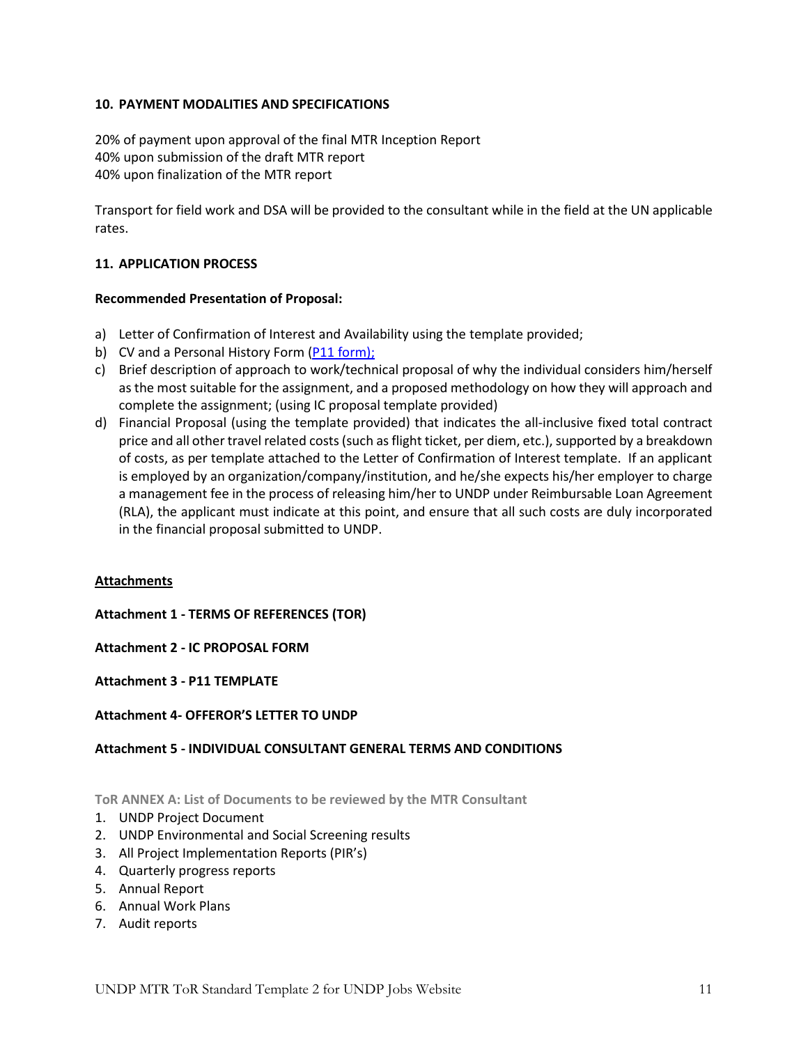### 10. PAYMENT MODALITIES AND SPECIFICATIONS

20% of payment upon approval of the final MTR Inception Report
40% upon submission of the draft MTR report
40% upon finalization of the MTR report

Transport for field work and DSA will be provided to the consultant while in the field at the UN applicable rates.

### 11. APPLICATION PROCESS

**Recommended Presentation of Proposal:**

a) Letter of Confirmation of Interest and Availability using the template provided;
b) CV and a Personal History Form (P11 form);
c) Brief description of approach to work/technical proposal of why the individual considers him/herself as the most suitable for the assignment, and a proposed methodology on how they will approach and complete the assignment; (using IC proposal template provided)
d) Financial Proposal (using the template provided) that indicates the all-inclusive fixed total contract price and all other travel related costs (such as flight ticket, per diem, etc.), supported by a breakdown of costs, as per template attached to the Letter of Confirmation of Interest template. If an applicant is employed by an organization/company/institution, and he/she expects his/her employer to charge a management fee in the process of releasing him/her to UNDP under Reimbursable Loan Agreement (RLA), the applicant must indicate at this point, and ensure that all such costs are duly incorporated in the financial proposal submitted to UNDP.

**Attachments**

**Attachment 1 - TERMS OF REFERENCES (TOR)**

**Attachment 2 - IC PROPOSAL FORM**

**Attachment 3 - P11 TEMPLATE**

**Attachment 4- OFFEROR'S LETTER TO UNDP**

**Attachment 5 - INDIVIDUAL CONSULTANT GENERAL TERMS AND CONDITIONS**

**ToR ANNEX A: List of Documents to be reviewed by the MTR Consultant**

1. UNDP Project Document
2. UNDP Environmental and Social Screening results
3. All Project Implementation Reports (PIR's)
4. Quarterly progress reports
5. Annual Report
6. Annual Work Plans
7. Audit reports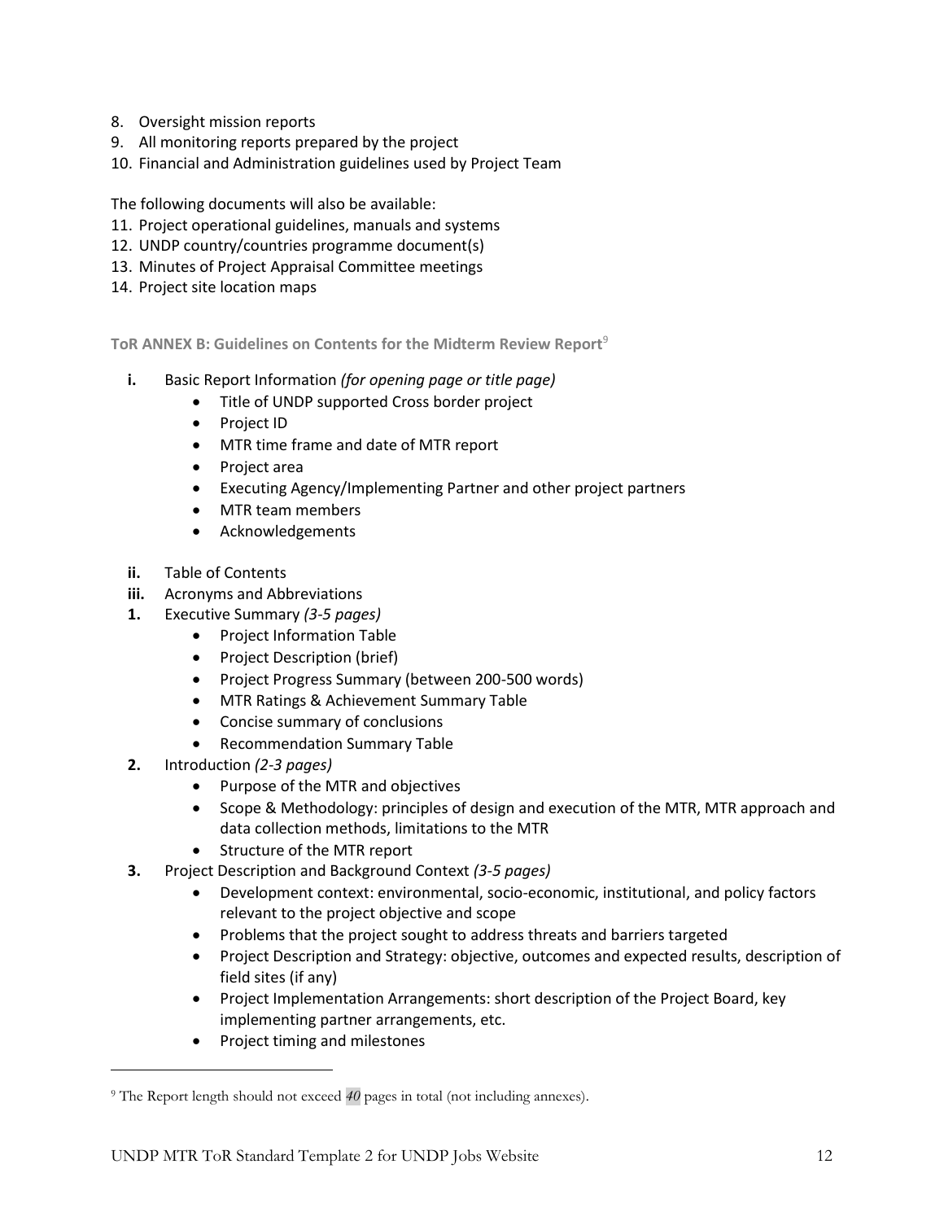8. Oversight mission reports
9. All monitoring reports prepared by the project
10. Financial and Administration guidelines used by Project Team

The following documents will also be available:

11. Project operational guidelines, manuals and systems
12. UNDP country/countries programme document(s)
13. Minutes of Project Appraisal Committee meetings
14. Project site location maps

**ToR ANNEX B: Guidelines on Contents for the Midterm Review Report**[9]

- **i.** Basic Report Information *(for opening page or title page)*
  - Title of UNDP supported Cross border project
  - Project ID
  - MTR time frame and date of MTR report
  - Project area
  - Executing Agency/Implementing Partner and other project partners
  - MTR team members
  - Acknowledgements
- **ii.** Table of Contents
- **iii.** Acronyms and Abbreviations
- **1.** Executive Summary *(3-5 pages)*
  - Project Information Table
  - Project Description (brief)
  - Project Progress Summary (between 200-500 words)
  - MTR Ratings & Achievement Summary Table
  - Concise summary of conclusions
  - Recommendation Summary Table
- **2.** Introduction *(2-3 pages)*
  - Purpose of the MTR and objectives
  - Scope & Methodology: principles of design and execution of the MTR, MTR approach and data collection methods, limitations to the MTR
  - Structure of the MTR report
- **3.** Project Description and Background Context *(3-5 pages)*
  - Development context: environmental, socio-economic, institutional, and policy factors relevant to the project objective and scope
  - Problems that the project sought to address threats and barriers targeted
  - Project Description and Strategy: objective, outcomes and expected results, description of field sites (if any)
  - Project Implementation Arrangements: short description of the Project Board, key implementing partner arrangements, etc.
  - Project timing and milestones

---

[9] The Report length should not exceed *40* pages in total (not including annexes).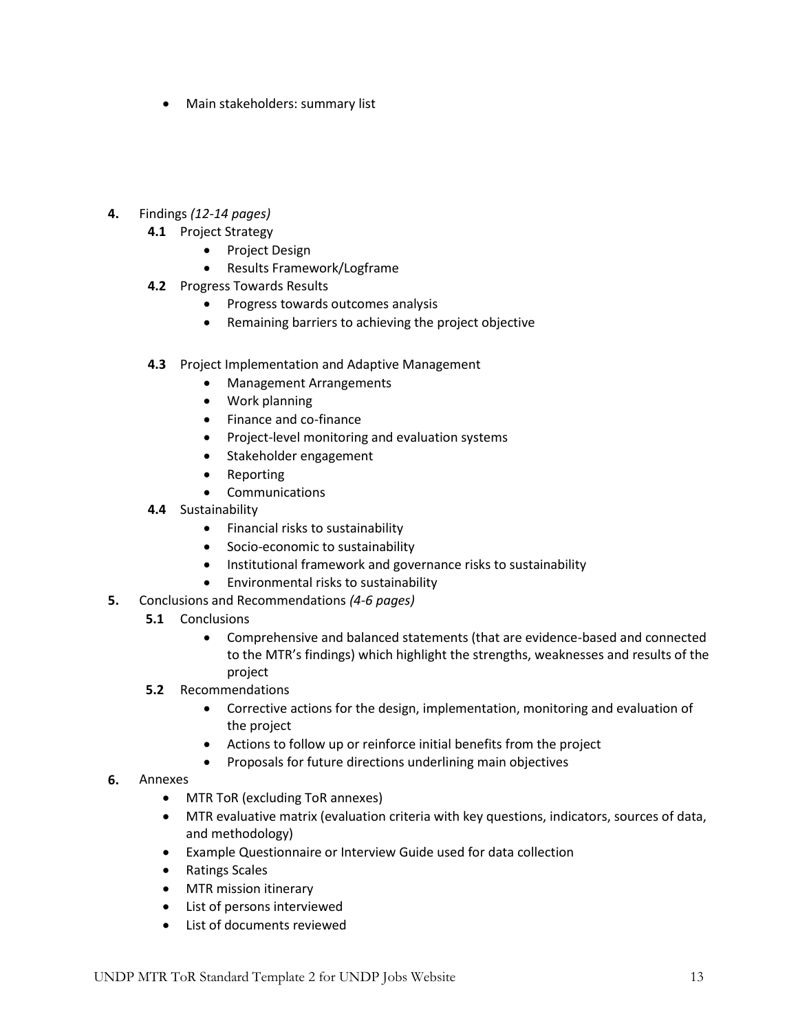- Main stakeholders: summary list

4. Findings *(12-14 pages)*
   - **4.1** Project Strategy
     - Project Design
     - Results Framework/Logframe
   - **4.2** Progress Towards Results
     - Progress towards outcomes analysis
     - Remaining barriers to achieving the project objective
   - **4.3** Project Implementation and Adaptive Management
     - Management Arrangements
     - Work planning
     - Finance and co-finance
     - Project-level monitoring and evaluation systems
     - Stakeholder engagement
     - Reporting
     - Communications
   - **4.4** Sustainability
     - Financial risks to sustainability
     - Socio-economic to sustainability
     - Institutional framework and governance risks to sustainability
     - Environmental risks to sustainability
5. Conclusions and Recommendations *(4-6 pages)*
   - **5.1** Conclusions
     - Comprehensive and balanced statements (that are evidence-based and connected to the MTR's findings) which highlight the strengths, weaknesses and results of the project
   - **5.2** Recommendations
     - Corrective actions for the design, implementation, monitoring and evaluation of the project
     - Actions to follow up or reinforce initial benefits from the project
     - Proposals for future directions underlining main objectives
6. Annexes
   - MTR ToR (excluding ToR annexes)
   - MTR evaluative matrix (evaluation criteria with key questions, indicators, sources of data, and methodology)
   - Example Questionnaire or Interview Guide used for data collection
   - Ratings Scales
   - MTR mission itinerary
   - List of persons interviewed
   - List of documents reviewed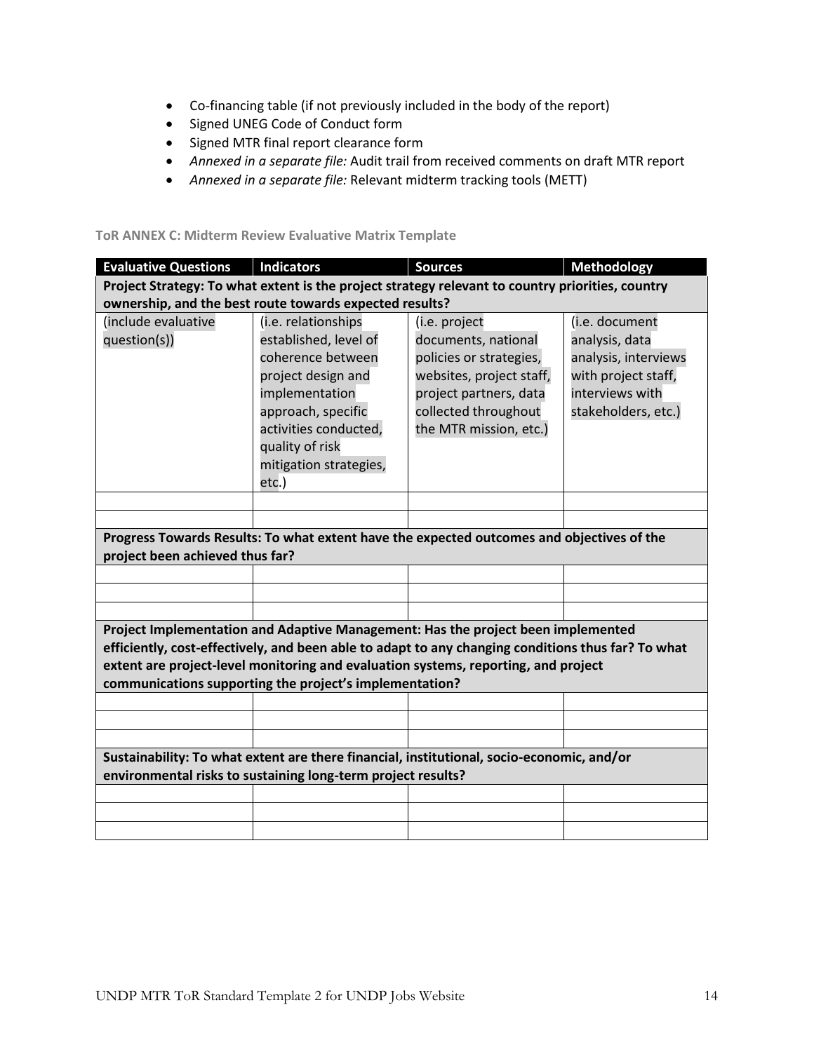- Co-financing table (if not previously included in the body of the report)
- Signed UNEG Code of Conduct form
- Signed MTR final report clearance form
- *Annexed in a separate file:* Audit trail from received comments on draft MTR report
- *Annexed in a separate file:* Relevant midterm tracking tools (METT)

### ToR ANNEX C: Midterm Review Evaluative Matrix Template

| Evaluative Questions | Indicators | Sources | Methodology |
|---|---|---|---|
| **Project Strategy: To what extent is the project strategy relevant to country priorities, country ownership, and the best route towards expected results?** | | | |
| (include evaluative question(s)) | (i.e. relationships established, level of coherence between project design and implementation approach, specific activities conducted, quality of risk mitigation strategies, etc.) | (i.e. project documents, national policies or strategies, websites, project staff, project partners, data collected throughout the MTR mission, etc.) | (i.e. document analysis, data analysis, interviews with project staff, interviews with stakeholders, etc.) |
| | | | |
| | | | |
| **Progress Towards Results: To what extent have the expected outcomes and objectives of the project been achieved thus far?** | | | |
| | | | |
| | | | |
| | | | |
| **Project Implementation and Adaptive Management: Has the project been implemented efficiently, cost-effectively, and been able to adapt to any changing conditions thus far? To what extent are project-level monitoring and evaluation systems, reporting, and project communications supporting the project's implementation?** | | | |
| | | | |
| | | | |
| | | | |
| **Sustainability: To what extent are there financial, institutional, socio-economic, and/or environmental risks to sustaining long-term project results?** | | | |
| | | | |
| | | | |
| | | | |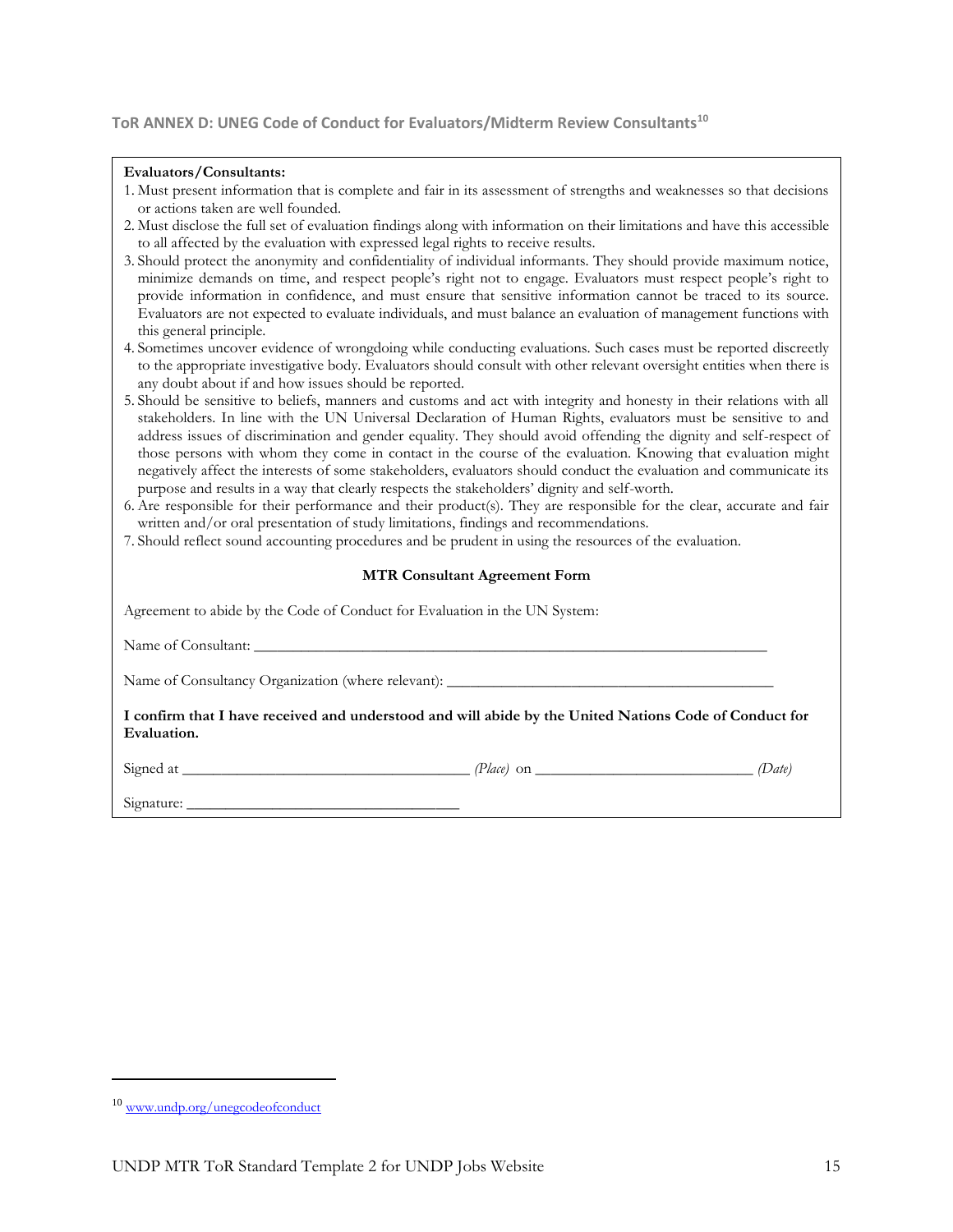### ToR ANNEX D: UNEG Code of Conduct for Evaluators/Midterm Review Consultants[10]

**Evaluators/Consultants:**

1. Must present information that is complete and fair in its assessment of strengths and weaknesses so that decisions or actions taken are well founded.
2. Must disclose the full set of evaluation findings along with information on their limitations and have this accessible to all affected by the evaluation with expressed legal rights to receive results.
3. Should protect the anonymity and confidentiality of individual informants. They should provide maximum notice, minimize demands on time, and respect people's right not to engage. Evaluators must respect people's right to provide information in confidence, and must ensure that sensitive information cannot be traced to its source. Evaluators are not expected to evaluate individuals, and must balance an evaluation of management functions with this general principle.
4. Sometimes uncover evidence of wrongdoing while conducting evaluations. Such cases must be reported discreetly to the appropriate investigative body. Evaluators should consult with other relevant oversight entities when there is any doubt about if and how issues should be reported.
5. Should be sensitive to beliefs, manners and customs and act with integrity and honesty in their relations with all stakeholders. In line with the UN Universal Declaration of Human Rights, evaluators must be sensitive to and address issues of discrimination and gender equality. They should avoid offending the dignity and self-respect of those persons with whom they come in contact in the course of the evaluation. Knowing that evaluation might negatively affect the interests of some stakeholders, evaluators should conduct the evaluation and communicate its purpose and results in a way that clearly respects the stakeholders' dignity and self-worth.
6. Are responsible for their performance and their product(s). They are responsible for the clear, accurate and fair written and/or oral presentation of study limitations, findings and recommendations.
7. Should reflect sound accounting procedures and be prudent in using the resources of the evaluation.

**MTR Consultant Agreement Form**

Agreement to abide by the Code of Conduct for Evaluation in the UN System:

Name of Consultant: ___________________________________________________________________

Name of Consultancy Organization (where relevant): ________________________________________

**I confirm that I have received and understood and will abide by the United Nations Code of Conduct for Evaluation.**

Signed at ____________________________________ *(Place)* on ____________________________ *(Date)*

Signature: ___________________________________

---

[10] www.undp.org/unegcodeofconduct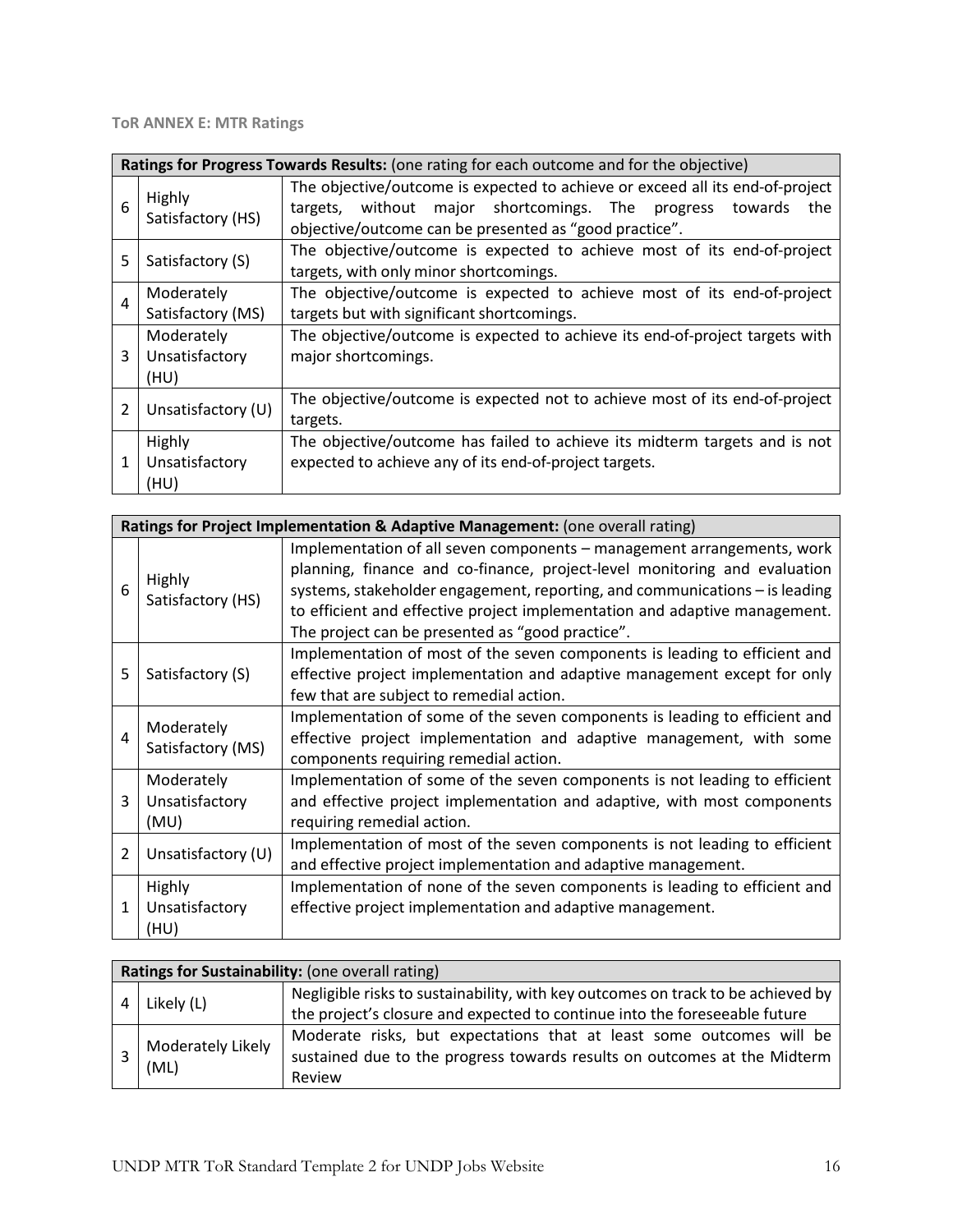**ToR ANNEX E: MTR Ratings**

| **Ratings for Progress Towards Results:** (one rating for each outcome and for the objective) | | |
|---|---|---|
| 6 | Highly Satisfactory (HS) | The objective/outcome is expected to achieve or exceed all its end-of-project targets, without major shortcomings. The progress towards the objective/outcome can be presented as "good practice". |
| 5 | Satisfactory (S) | The objective/outcome is expected to achieve most of its end-of-project targets, with only minor shortcomings. |
| 4 | Moderately Satisfactory (MS) | The objective/outcome is expected to achieve most of its end-of-project targets but with significant shortcomings. |
| 3 | Moderately Unsatisfactory (HU) | The objective/outcome is expected to achieve its end-of-project targets with major shortcomings. |
| 2 | Unsatisfactory (U) | The objective/outcome is expected not to achieve most of its end-of-project targets. |
| 1 | Highly Unsatisfactory (HU) | The objective/outcome has failed to achieve its midterm targets and is not expected to achieve any of its end-of-project targets. |

| **Ratings for Project Implementation & Adaptive Management:** (one overall rating) | | |
|---|---|---|
| 6 | Highly Satisfactory (HS) | Implementation of all seven components – management arrangements, work planning, finance and co-finance, project-level monitoring and evaluation systems, stakeholder engagement, reporting, and communications – is leading to efficient and effective project implementation and adaptive management. The project can be presented as "good practice". |
| 5 | Satisfactory (S) | Implementation of most of the seven components is leading to efficient and effective project implementation and adaptive management except for only few that are subject to remedial action. |
| 4 | Moderately Satisfactory (MS) | Implementation of some of the seven components is leading to efficient and effective project implementation and adaptive management, with some components requiring remedial action. |
| 3 | Moderately Unsatisfactory (MU) | Implementation of some of the seven components is not leading to efficient and effective project implementation and adaptive, with most components requiring remedial action. |
| 2 | Unsatisfactory (U) | Implementation of most of the seven components is not leading to efficient and effective project implementation and adaptive management. |
| 1 | Highly Unsatisfactory (HU) | Implementation of none of the seven components is leading to efficient and effective project implementation and adaptive management. |

| **Ratings for Sustainability:** (one overall rating) | | |
|---|---|---|
| 4 | Likely (L) | Negligible risks to sustainability, with key outcomes on track to be achieved by the project's closure and expected to continue into the foreseeable future |
| 3 | Moderately Likely (ML) | Moderate risks, but expectations that at least some outcomes will be sustained due to the progress towards results on outcomes at the Midterm Review |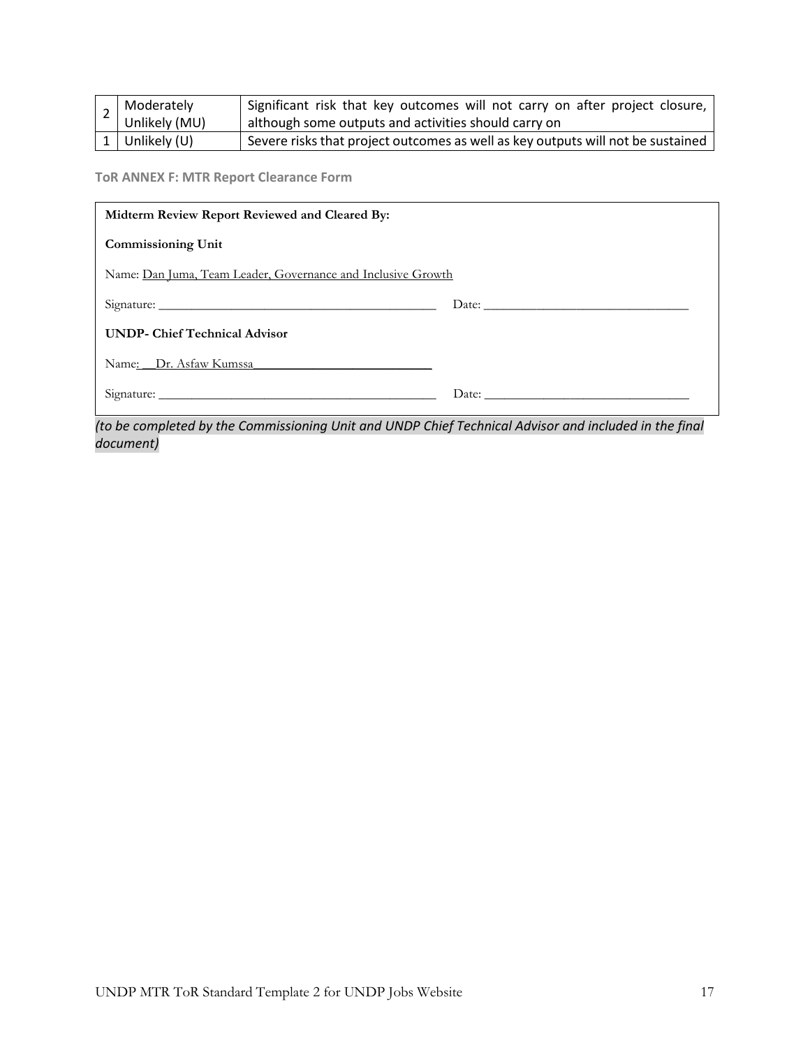| | | |
|---|---|---|
| 2 | Moderately Unlikely (MU) | Significant risk that key outcomes will not carry on after project closure, although some outputs and activities should carry on |
| 1 | Unlikely (U) | Severe risks that project outcomes as well as key outputs will not be sustained |

**ToR ANNEX F: MTR Report Clearance Form**

**Midterm Review Report Reviewed and Cleared By:**

**Commissioning Unit**

Name: Dan Juma, Team Leader, Governance and Inclusive Growth

Signature: ______________________________ Date: ______________________________

**UNDP- Chief Technical Advisor**

Name: Dr. Asfaw Kumssa

Signature: ______________________________ Date: ______________________________

*(to be completed by the Commissioning Unit and UNDP Chief Technical Advisor and included in the final document)*